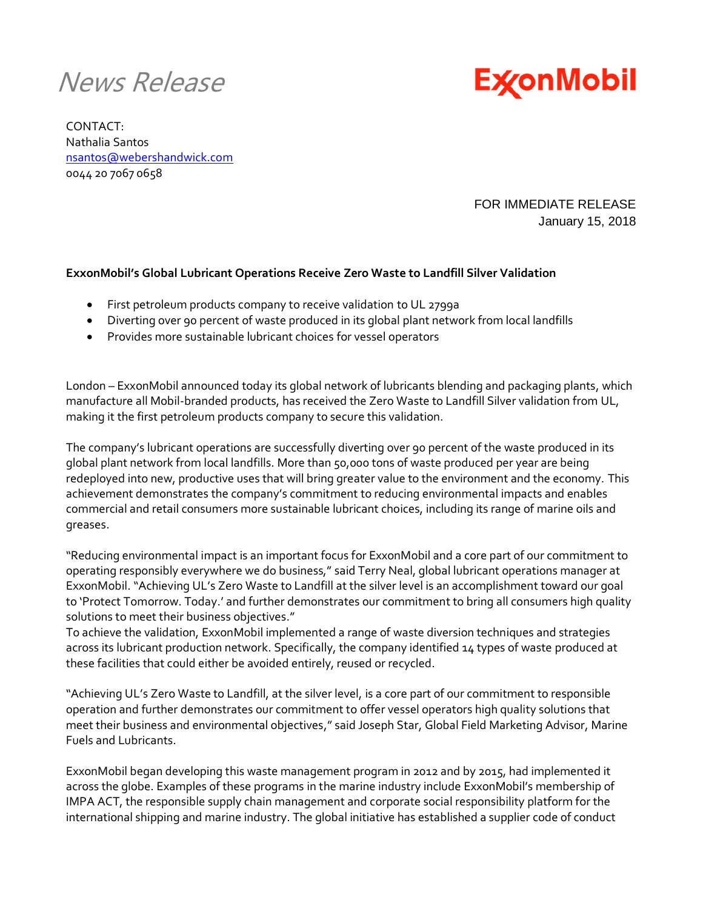*News Release*

**ExxonMobil**

CONTACT:
Nathalia Santos
nsantos@webershandwick.com
0044 20 7067 0658

FOR IMMEDIATE RELEASE
January 15, 2018

**ExxonMobil's Global Lubricant Operations Receive Zero Waste to Landfill Silver Validation**

- First petroleum products company to receive validation to UL 2799a
- Diverting over 90 percent of waste produced in its global plant network from local landfills
- Provides more sustainable lubricant choices for vessel operators

London – ExxonMobil announced today its global network of lubricants blending and packaging plants, which manufacture all Mobil-branded products, has received the Zero Waste to Landfill Silver validation from UL, making it the first petroleum products company to secure this validation.

The company's lubricant operations are successfully diverting over 90 percent of the waste produced in its global plant network from local landfills. More than 50,000 tons of waste produced per year are being redeployed into new, productive uses that will bring greater value to the environment and the economy. This achievement demonstrates the company's commitment to reducing environmental impacts and enables commercial and retail consumers more sustainable lubricant choices, including its range of marine oils and greases.

"Reducing environmental impact is an important focus for ExxonMobil and a core part of our commitment to operating responsibly everywhere we do business," said Terry Neal, global lubricant operations manager at ExxonMobil. "Achieving UL's Zero Waste to Landfill at the silver level is an accomplishment toward our goal to 'Protect Tomorrow. Today.' and further demonstrates our commitment to bring all consumers high quality solutions to meet their business objectives."

To achieve the validation, ExxonMobil implemented a range of waste diversion techniques and strategies across its lubricant production network. Specifically, the company identified 14 types of waste produced at these facilities that could either be avoided entirely, reused or recycled.

"Achieving UL's Zero Waste to Landfill, at the silver level, is a core part of our commitment to responsible operation and further demonstrates our commitment to offer vessel operators high quality solutions that meet their business and environmental objectives," said Joseph Star, Global Field Marketing Advisor, Marine Fuels and Lubricants.

ExxonMobil began developing this waste management program in 2012 and by 2015, had implemented it across the globe. Examples of these programs in the marine industry include ExxonMobil's membership of IMPA ACT, the responsible supply chain management and corporate social responsibility platform for the international shipping and marine industry. The global initiative has established a supplier code of conduct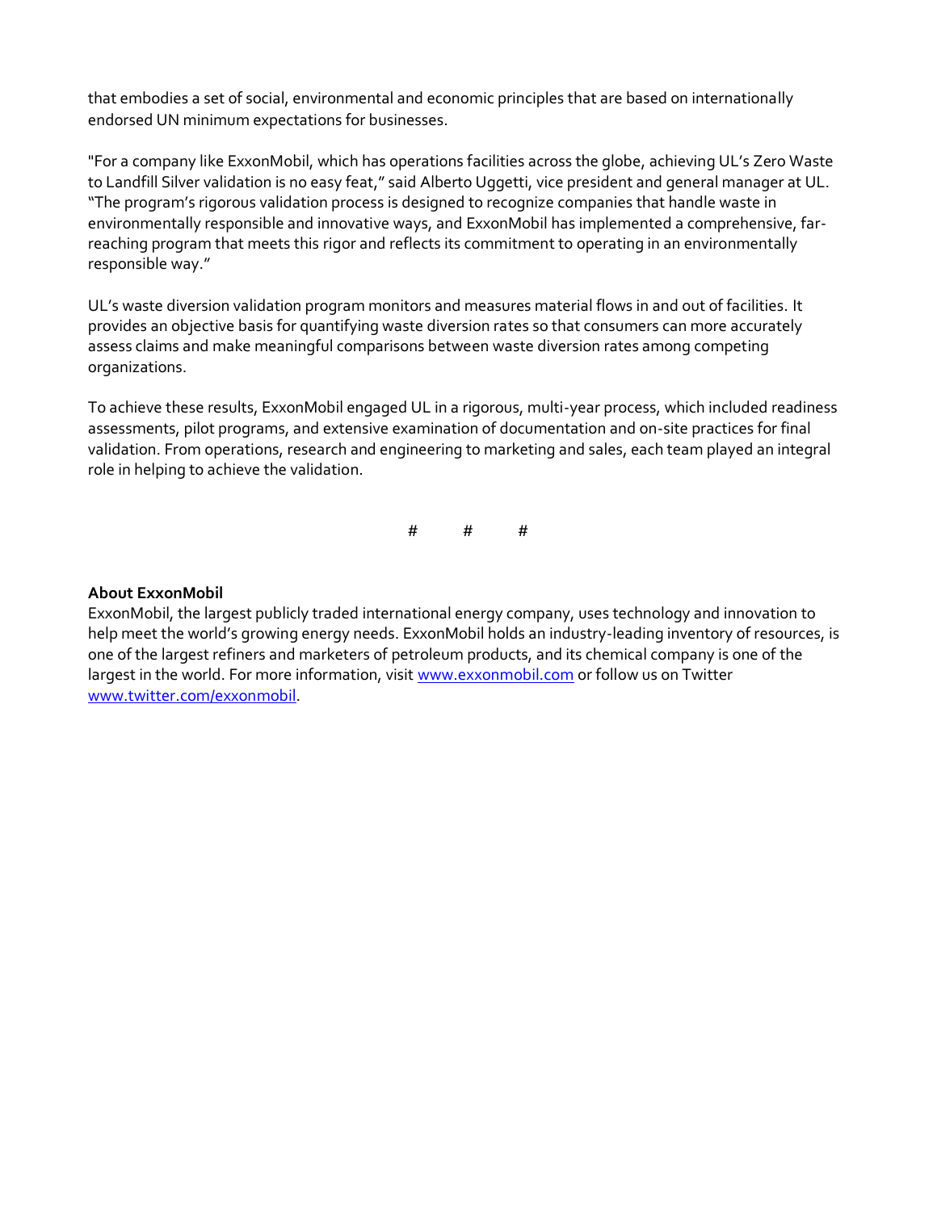that embodies a set of social, environmental and economic principles that are based on internationally endorsed UN minimum expectations for businesses.

"For a company like ExxonMobil, which has operations facilities across the globe, achieving UL's Zero Waste to Landfill Silver validation is no easy feat," said Alberto Uggetti, vice president and general manager at UL. "The program's rigorous validation process is designed to recognize companies that handle waste in environmentally responsible and innovative ways, and ExxonMobil has implemented a comprehensive, far-reaching program that meets this rigor and reflects its commitment to operating in an environmentally responsible way."

UL's waste diversion validation program monitors and measures material flows in and out of facilities. It provides an objective basis for quantifying waste diversion rates so that consumers can more accurately assess claims and make meaningful comparisons between waste diversion rates among competing organizations.

To achieve these results, ExxonMobil engaged UL in a rigorous, multi-year process, which included readiness assessments, pilot programs, and extensive examination of documentation and on-site practices for final validation. From operations, research and engineering to marketing and sales, each team played an integral role in helping to achieve the validation.

\# # #

**About ExxonMobil**
ExxonMobil, the largest publicly traded international energy company, uses technology and innovation to help meet the world's growing energy needs. ExxonMobil holds an industry-leading inventory of resources, is one of the largest refiners and marketers of petroleum products, and its chemical company is one of the largest in the world. For more information, visit www.exxonmobil.com or follow us on Twitter www.twitter.com/exxonmobil.